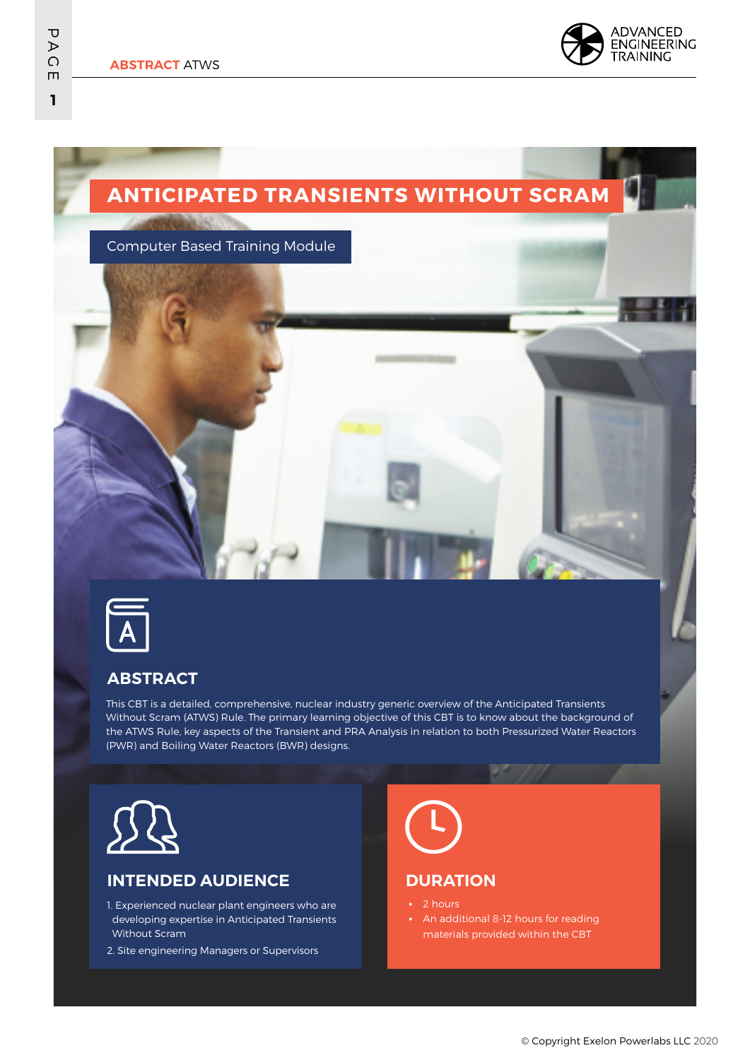# ANTICIPATED TRANSIENTS WITHOUT SCRAM

Computer Based Training Module

## ABSTRACT

This CBT is a detailed, comprehensive, nuclear industry generic overview of the Anticipated Transients Without Scram (ATWS) Rule. The primary learning objective of this CBT is to know about the background of the ATWS Rule, key aspects of the Transient and PRA Analysis in relation to both Pressurized Water Reactors (PWR) and Boiling Water Reactors (BWR) designs.

## INTENDED AUDIENCE

1. Experienced nuclear plant engineers who are developing expertise in Anticipated Transients Without Scram
2. Site engineering Managers or Supervisors

## DURATION

- 2 hours
- An additional 8-12 hours for reading materials provided within the CBT

© Copyright Exelon Powerlabs LLC 2020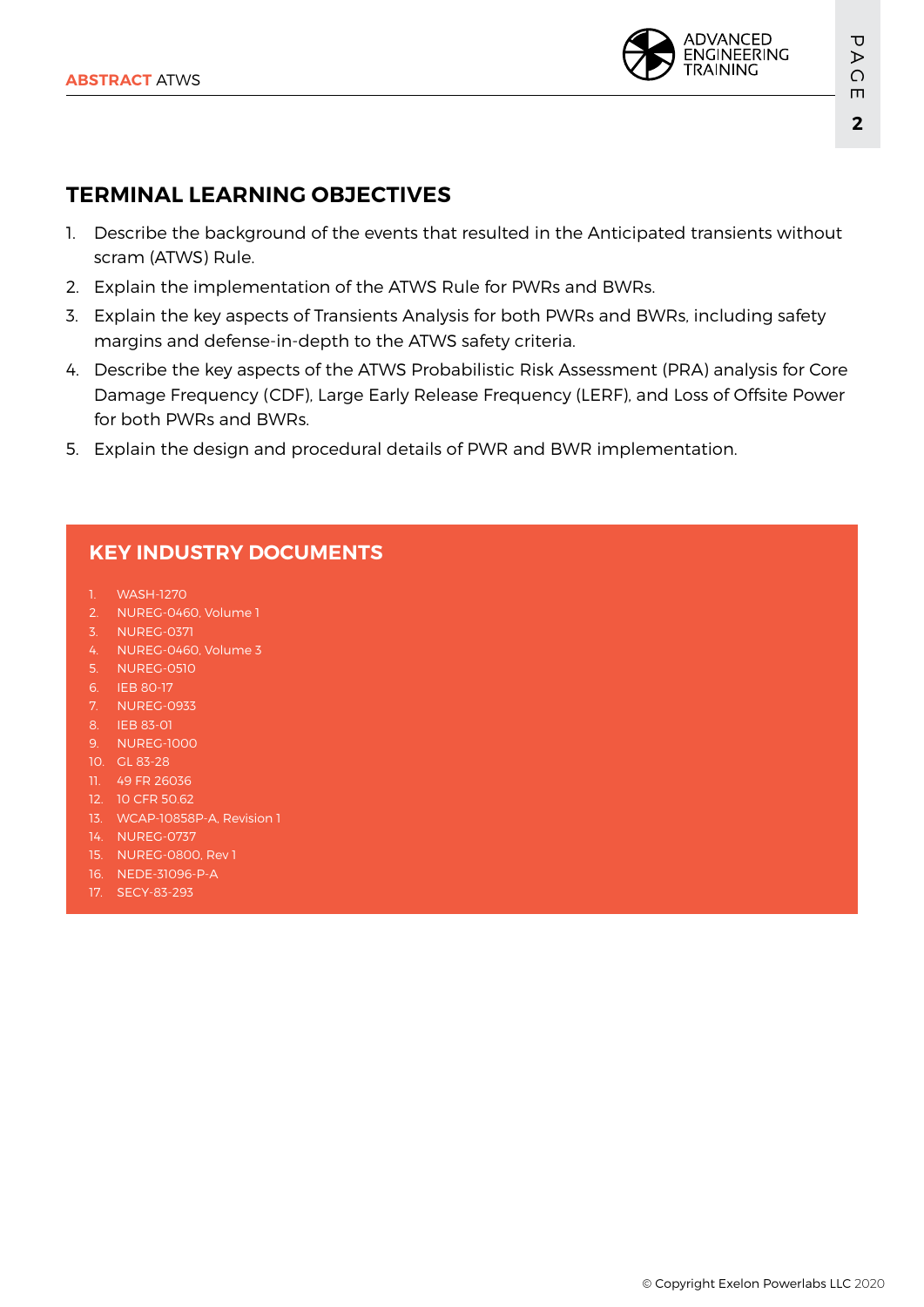## TERMINAL LEARNING OBJECTIVES

1. Describe the background of the events that resulted in the Anticipated transients without scram (ATWS) Rule.
2. Explain the implementation of the ATWS Rule for PWRs and BWRs.
3. Explain the key aspects of Transients Analysis for both PWRs and BWRs, including safety margins and defense-in-depth to the ATWS safety criteria.
4. Describe the key aspects of the ATWS Probabilistic Risk Assessment (PRA) analysis for Core Damage Frequency (CDF), Large Early Release Frequency (LERF), and Loss of Offsite Power for both PWRs and BWRs.
5. Explain the design and procedural details of PWR and BWR implementation.

## KEY INDUSTRY DOCUMENTS

1. WASH-1270
2. NUREG-0460, Volume 1
3. NUREG-0371
4. NUREG-0460, Volume 3
5. NUREG-0510
6. IEB 80-17
7. NUREG-0933
8. IEB 83-01
9. NUREG-1000
10. GL 83-28
11. 49 FR 26036
12. 10 CFR 50.62
13. WCAP-10858P-A, Revision 1
14. NUREG-0737
15. NUREG-0800, Rev 1
16. NEDE-31096-P-A
17. SECY-83-293